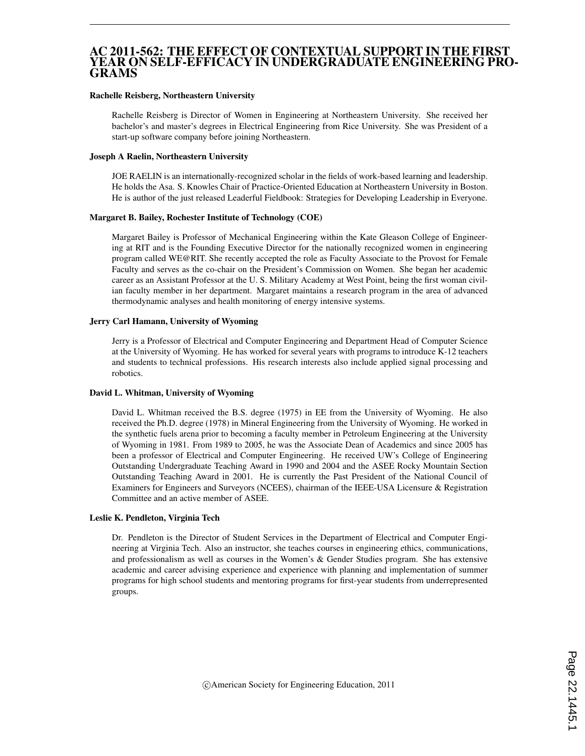# AC 2011-562: THE EFFECT OF CONTEXTUAL SUPPORT IN THE FIRST YEAR ON SELF-EFFICACY IN UNDERGRADUATE ENGINEERING PROGRAMS

**Rachelle Reisberg, Northeastern University**

Rachelle Reisberg is Director of Women in Engineering at Northeastern University. She received her bachelor's and master's degrees in Electrical Engineering from Rice University. She was President of a start-up software company before joining Northeastern.

**Joseph A Raelin, Northeastern University**

JOE RAELIN is an internationally-recognized scholar in the fields of work-based learning and leadership. He holds the Asa. S. Knowles Chair of Practice-Oriented Education at Northeastern University in Boston. He is author of the just released Leaderful Fieldbook: Strategies for Developing Leadership in Everyone.

**Margaret B. Bailey, Rochester Institute of Technology (COE)**

Margaret Bailey is Professor of Mechanical Engineering within the Kate Gleason College of Engineering at RIT and is the Founding Executive Director for the nationally recognized women in engineering program called WE@RIT. She recently accepted the role as Faculty Associate to the Provost for Female Faculty and serves as the co-chair on the President's Commission on Women. She began her academic career as an Assistant Professor at the U. S. Military Academy at West Point, being the first woman civilian faculty member in her department. Margaret maintains a research program in the area of advanced thermodynamic analyses and health monitoring of energy intensive systems.

**Jerry Carl Hamann, University of Wyoming**

Jerry is a Professor of Electrical and Computer Engineering and Department Head of Computer Science at the University of Wyoming. He has worked for several years with programs to introduce K-12 teachers and students to technical professions. His research interests also include applied signal processing and robotics.

**David L. Whitman, University of Wyoming**

David L. Whitman received the B.S. degree (1975) in EE from the University of Wyoming. He also received the Ph.D. degree (1978) in Mineral Engineering from the University of Wyoming. He worked in the synthetic fuels arena prior to becoming a faculty member in Petroleum Engineering at the University of Wyoming in 1981. From 1989 to 2005, he was the Associate Dean of Academics and since 2005 has been a professor of Electrical and Computer Engineering. He received UW's College of Engineering Outstanding Undergraduate Teaching Award in 1990 and 2004 and the ASEE Rocky Mountain Section Outstanding Teaching Award in 2001. He is currently the Past President of the National Council of Examiners for Engineers and Surveyors (NCEES), chairman of the IEEE-USA Licensure & Registration Committee and an active member of ASEE.

**Leslie K. Pendleton, Virginia Tech**

Dr. Pendleton is the Director of Student Services in the Department of Electrical and Computer Engineering at Virginia Tech. Also an instructor, she teaches courses in engineering ethics, communications, and professionalism as well as courses in the Women's & Gender Studies program. She has extensive academic and career advising experience and experience with planning and implementation of summer programs for high school students and mentoring programs for first-year students from underrepresented groups.

©American Society for Engineering Education, 2011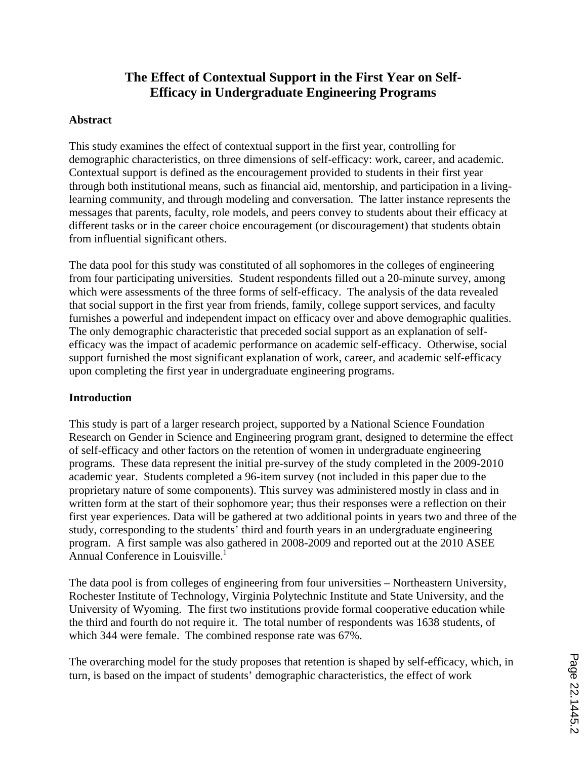# The Effect of Contextual Support in the First Year on Self-Efficacy in Undergraduate Engineering Programs

## Abstract

This study examines the effect of contextual support in the first year, controlling for demographic characteristics, on three dimensions of self-efficacy: work, career, and academic. Contextual support is defined as the encouragement provided to students in their first year through both institutional means, such as financial aid, mentorship, and participation in a living-learning community, and through modeling and conversation. The latter instance represents the messages that parents, faculty, role models, and peers convey to students about their efficacy at different tasks or in the career choice encouragement (or discouragement) that students obtain from influential significant others.

The data pool for this study was constituted of all sophomores in the colleges of engineering from four participating universities. Student respondents filled out a 20-minute survey, among which were assessments of the three forms of self-efficacy. The analysis of the data revealed that social support in the first year from friends, family, college support services, and faculty furnishes a powerful and independent impact on efficacy over and above demographic qualities. The only demographic characteristic that preceded social support as an explanation of self-efficacy was the impact of academic performance on academic self-efficacy. Otherwise, social support furnished the most significant explanation of work, career, and academic self-efficacy upon completing the first year in undergraduate engineering programs.

## Introduction

This study is part of a larger research project, supported by a National Science Foundation Research on Gender in Science and Engineering program grant, designed to determine the effect of self-efficacy and other factors on the retention of women in undergraduate engineering programs. These data represent the initial pre-survey of the study completed in the 2009-2010 academic year. Students completed a 96-item survey (not included in this paper due to the proprietary nature of some components). This survey was administered mostly in class and in written form at the start of their sophomore year; thus their responses were a reflection on their first year experiences. Data will be gathered at two additional points in years two and three of the study, corresponding to the students' third and fourth years in an undergraduate engineering program. A first sample was also gathered in 2008-2009 and reported out at the 2010 ASEE Annual Conference in Louisville.[1]

The data pool is from colleges of engineering from four universities – Northeastern University, Rochester Institute of Technology, Virginia Polytechnic Institute and State University, and the University of Wyoming. The first two institutions provide formal cooperative education while the third and fourth do not require it. The total number of respondents was 1638 students, of which 344 were female. The combined response rate was 67%.

The overarching model for the study proposes that retention is shaped by self-efficacy, which, in turn, is based on the impact of students' demographic characteristics, the effect of work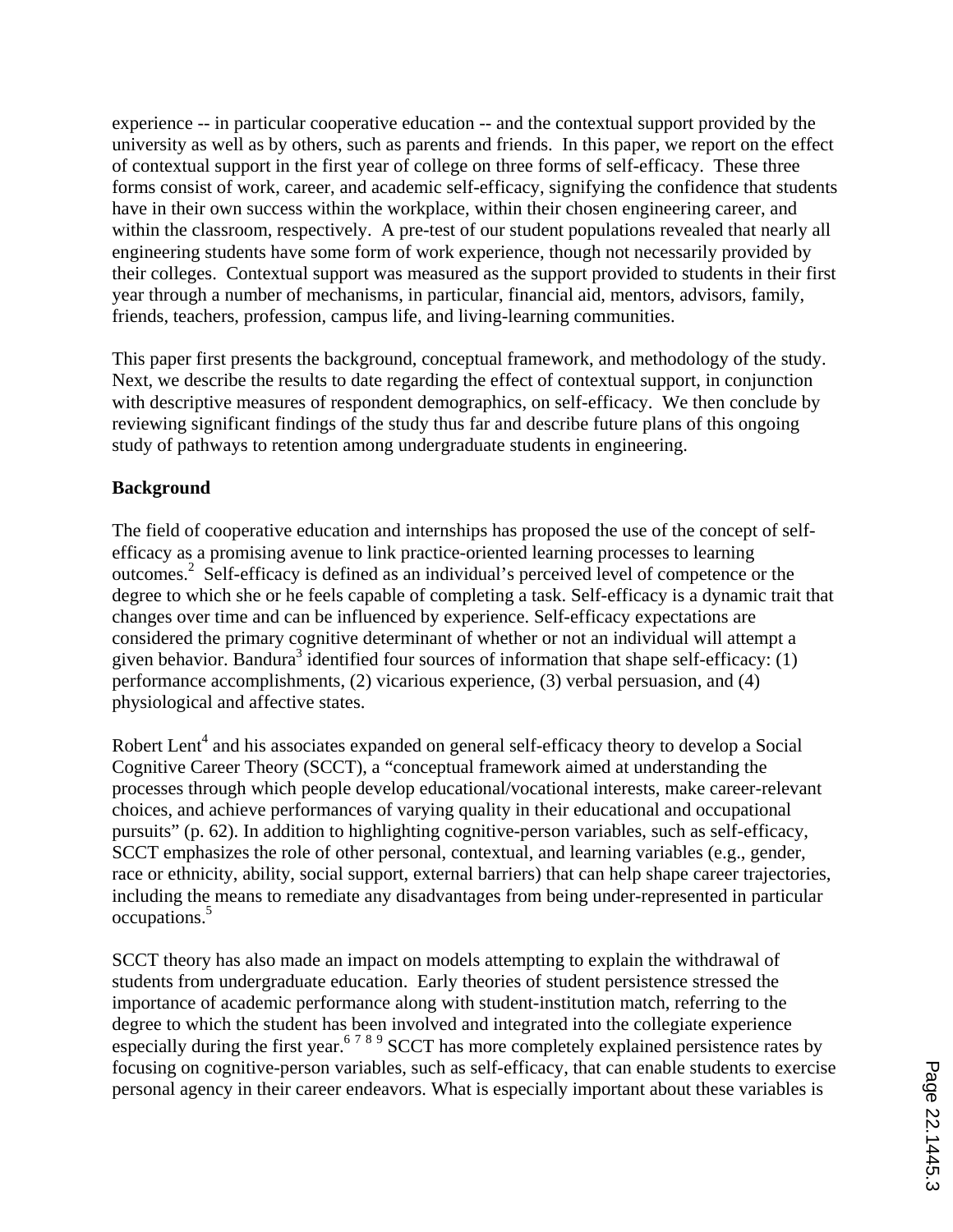experience -- in particular cooperative education -- and the contextual support provided by the university as well as by others, such as parents and friends. In this paper, we report on the effect of contextual support in the first year of college on three forms of self-efficacy. These three forms consist of work, career, and academic self-efficacy, signifying the confidence that students have in their own success within the workplace, within their chosen engineering career, and within the classroom, respectively. A pre-test of our student populations revealed that nearly all engineering students have some form of work experience, though not necessarily provided by their colleges. Contextual support was measured as the support provided to students in their first year through a number of mechanisms, in particular, financial aid, mentors, advisors, family, friends, teachers, profession, campus life, and living-learning communities.

This paper first presents the background, conceptual framework, and methodology of the study. Next, we describe the results to date regarding the effect of contextual support, in conjunction with descriptive measures of respondent demographics, on self-efficacy. We then conclude by reviewing significant findings of the study thus far and describe future plans of this ongoing study of pathways to retention among undergraduate students in engineering.

**Background**

The field of cooperative education and internships has proposed the use of the concept of self-efficacy as a promising avenue to link practice-oriented learning processes to learning outcomes.[2] Self-efficacy is defined as an individual's perceived level of competence or the degree to which she or he feels capable of completing a task. Self-efficacy is a dynamic trait that changes over time and can be influenced by experience. Self-efficacy expectations are considered the primary cognitive determinant of whether or not an individual will attempt a given behavior. Bandura[3] identified four sources of information that shape self-efficacy: (1) performance accomplishments, (2) vicarious experience, (3) verbal persuasion, and (4) physiological and affective states.

Robert Lent[4] and his associates expanded on general self-efficacy theory to develop a Social Cognitive Career Theory (SCCT), a "conceptual framework aimed at understanding the processes through which people develop educational/vocational interests, make career-relevant choices, and achieve performances of varying quality in their educational and occupational pursuits" (p. 62). In addition to highlighting cognitive-person variables, such as self-efficacy, SCCT emphasizes the role of other personal, contextual, and learning variables (e.g., gender, race or ethnicity, ability, social support, external barriers) that can help shape career trajectories, including the means to remediate any disadvantages from being under-represented in particular occupations.[5]

SCCT theory has also made an impact on models attempting to explain the withdrawal of students from undergraduate education. Early theories of student persistence stressed the importance of academic performance along with student-institution match, referring to the degree to which the student has been involved and integrated into the collegiate experience especially during the first year.[6,7,8,9] SCCT has more completely explained persistence rates by focusing on cognitive-person variables, such as self-efficacy, that can enable students to exercise personal agency in their career endeavors. What is especially important about these variables is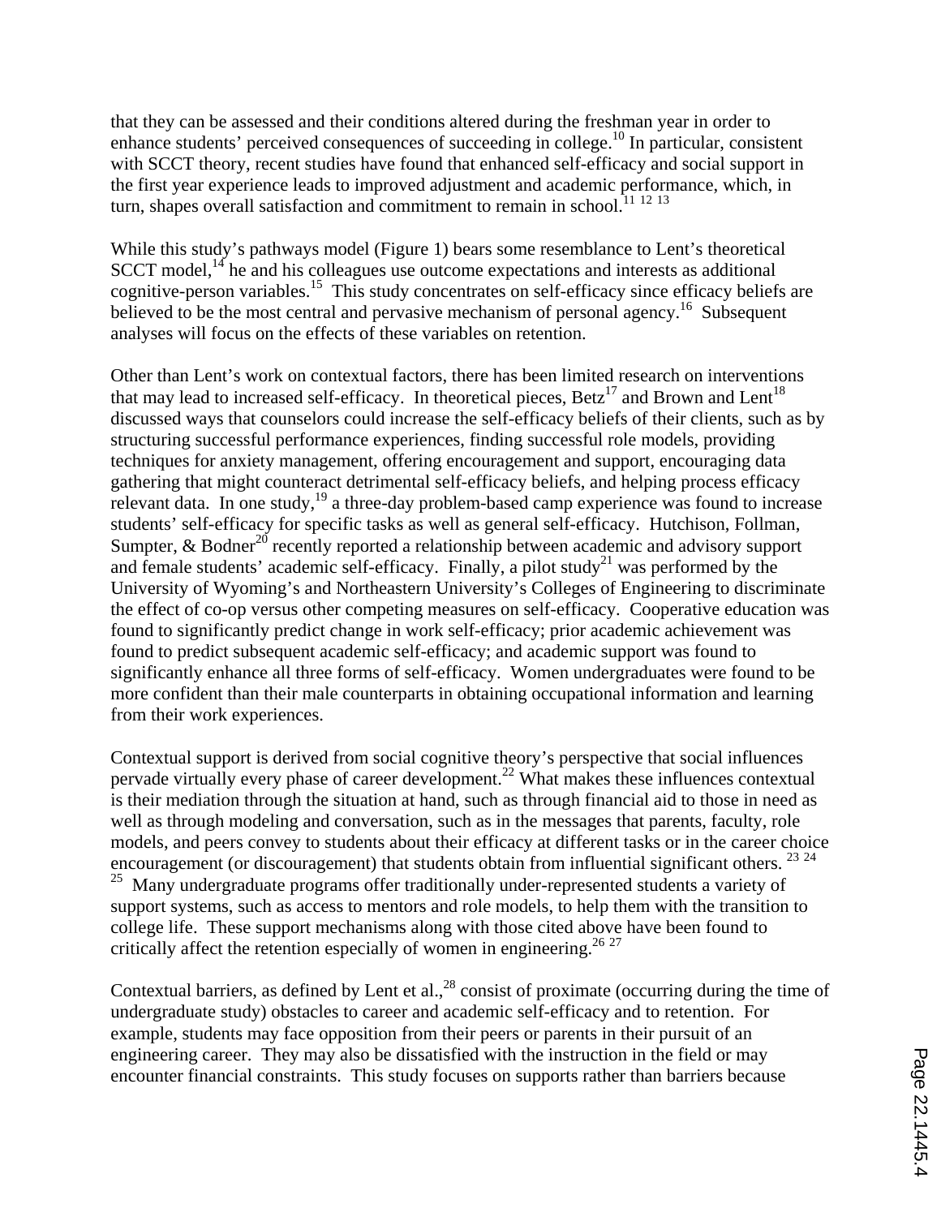that they can be assessed and their conditions altered during the freshman year in order to enhance students' perceived consequences of succeeding in college.[10] In particular, consistent with SCCT theory, recent studies have found that enhanced self-efficacy and social support in the first year experience leads to improved adjustment and academic performance, which, in turn, shapes overall satisfaction and commitment to remain in school.[11 12 13]

While this study's pathways model (Figure 1) bears some resemblance to Lent's theoretical SCCT model,[14] he and his colleagues use outcome expectations and interests as additional cognitive-person variables.[15] This study concentrates on self-efficacy since efficacy beliefs are believed to be the most central and pervasive mechanism of personal agency.[16] Subsequent analyses will focus on the effects of these variables on retention.

Other than Lent's work on contextual factors, there has been limited research on interventions that may lead to increased self-efficacy. In theoretical pieces, Betz[17] and Brown and Lent[18] discussed ways that counselors could increase the self-efficacy beliefs of their clients, such as by structuring successful performance experiences, finding successful role models, providing techniques for anxiety management, offering encouragement and support, encouraging data gathering that might counteract detrimental self-efficacy beliefs, and helping process efficacy relevant data. In one study,[19] a three-day problem-based camp experience was found to increase students' self-efficacy for specific tasks as well as general self-efficacy. Hutchison, Follman, Sumpter, & Bodner[20] recently reported a relationship between academic and advisory support and female students' academic self-efficacy. Finally, a pilot study[21] was performed by the University of Wyoming's and Northeastern University's Colleges of Engineering to discriminate the effect of co-op versus other competing measures on self-efficacy. Cooperative education was found to significantly predict change in work self-efficacy; prior academic achievement was found to predict subsequent academic self-efficacy; and academic support was found to significantly enhance all three forms of self-efficacy. Women undergraduates were found to be more confident than their male counterparts in obtaining occupational information and learning from their work experiences.

Contextual support is derived from social cognitive theory's perspective that social influences pervade virtually every phase of career development.[22] What makes these influences contextual is their mediation through the situation at hand, such as through financial aid to those in need as well as through modeling and conversation, such as in the messages that parents, faculty, role models, and peers convey to students about their efficacy at different tasks or in the career choice encouragement (or discouragement) that students obtain from influential significant others.[23 24 25] Many undergraduate programs offer traditionally under-represented students a variety of support systems, such as access to mentors and role models, to help them with the transition to college life. These support mechanisms along with those cited above have been found to critically affect the retention especially of women in engineering.[26 27]

Contextual barriers, as defined by Lent et al.,[28] consist of proximate (occurring during the time of undergraduate study) obstacles to career and academic self-efficacy and to retention. For example, students may face opposition from their peers or parents in their pursuit of an engineering career. They may also be dissatisfied with the instruction in the field or may encounter financial constraints. This study focuses on supports rather than barriers because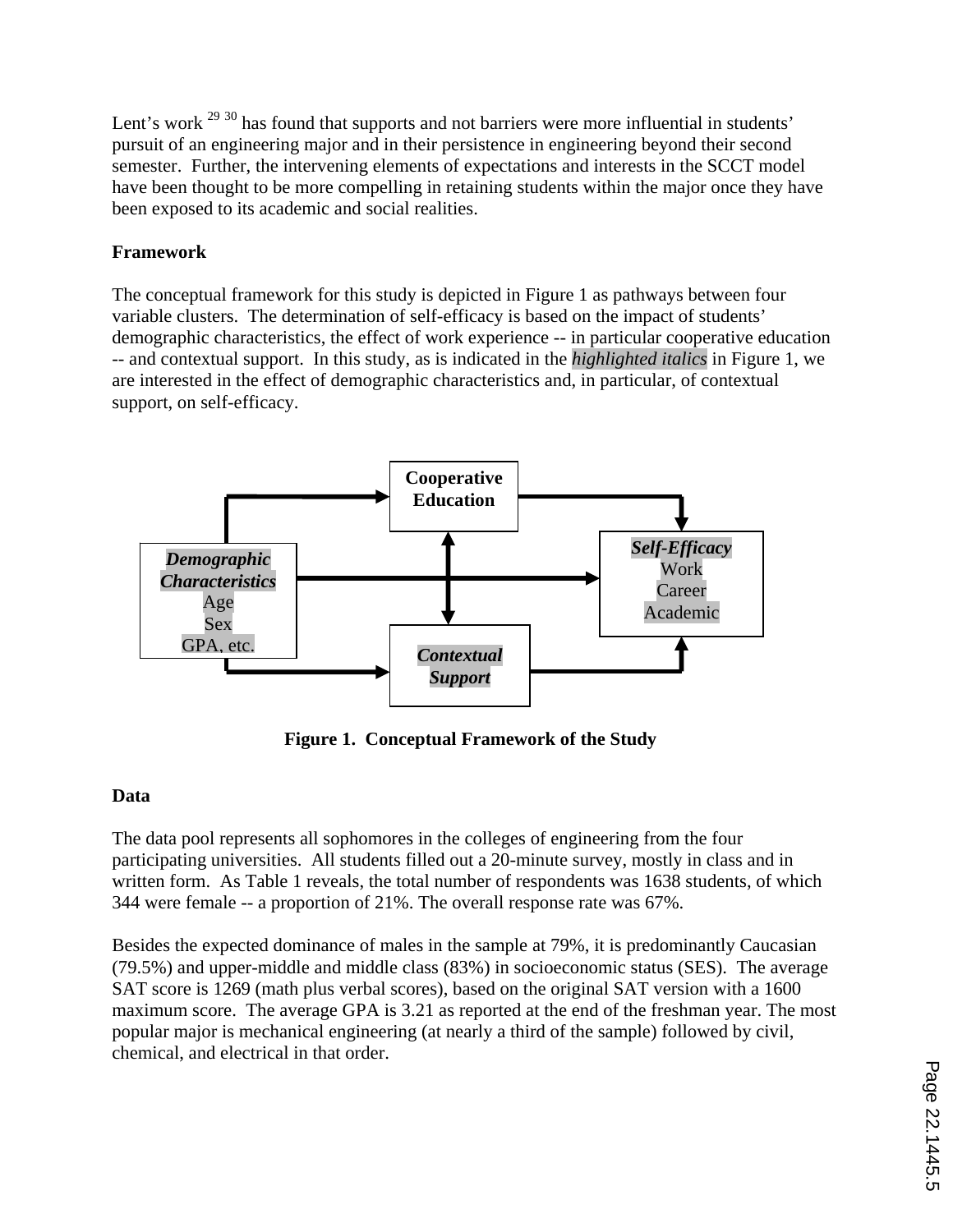Lent's work [29] [30] has found that supports and not barriers were more influential in students' pursuit of an engineering major and in their persistence in engineering beyond their second semester. Further, the intervening elements of expectations and interests in the SCCT model have been thought to be more compelling in retaining students within the major once they have been exposed to its academic and social realities.

**Framework**

The conceptual framework for this study is depicted in Figure 1 as pathways between four variable clusters. The determination of self-efficacy is based on the impact of students' demographic characteristics, the effect of work experience -- in particular cooperative education -- and contextual support. In this study, as is indicated in the ***highlighted italics*** in Figure 1, we are interested in the effect of demographic characteristics and, in particular, of contextual support, on self-efficacy.

**Cooperative Education**

***Demographic Characteristics***
Age
Sex
GPA, etc.

***Self-Efficacy***
Work
Career
Academic

***Contextual Support***

**Figure 1. Conceptual Framework of the Study**

**Data**

The data pool represents all sophomores in the colleges of engineering from the four participating universities. All students filled out a 20-minute survey, mostly in class and in written form. As Table 1 reveals, the total number of respondents was 1638 students, of which 344 were female -- a proportion of 21%. The overall response rate was 67%.

Besides the expected dominance of males in the sample at 79%, it is predominantly Caucasian (79.5%) and upper-middle and middle class (83%) in socioeconomic status (SES). The average SAT score is 1269 (math plus verbal scores), based on the original SAT version with a 1600 maximum score. The average GPA is 3.21 as reported at the end of the freshman year. The most popular major is mechanical engineering (at nearly a third of the sample) followed by civil, chemical, and electrical in that order.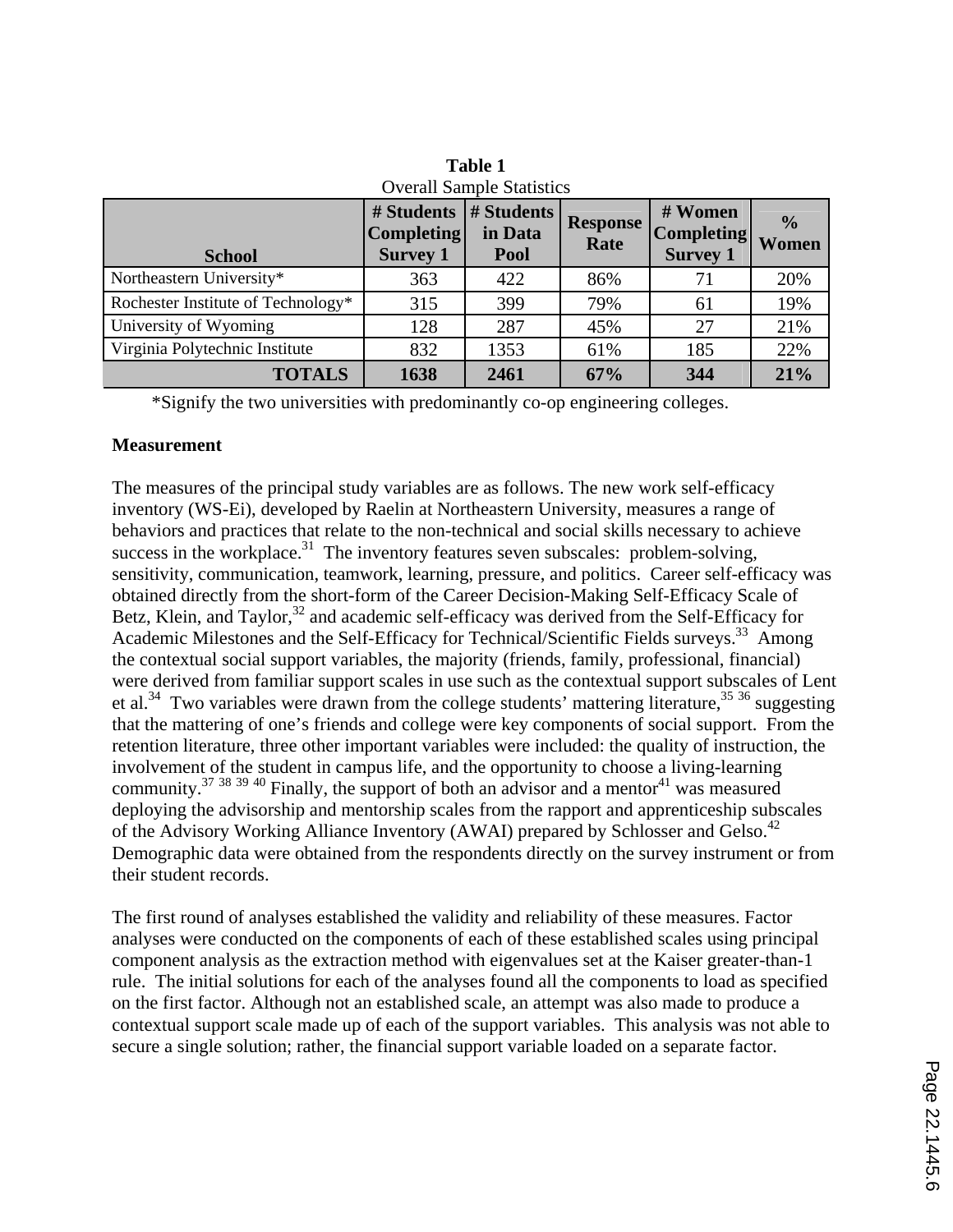**Table 1**
Overall Sample Statistics

| School | # Students Completing Survey 1 | # Students in Data Pool | Response Rate | # Women Completing Survey 1 | % Women |
|---|---|---|---|---|---|
| Northeastern University* | 363 | 422 | 86% | 71 | 20% |
| Rochester Institute of Technology* | 315 | 399 | 79% | 61 | 19% |
| University of Wyoming | 128 | 287 | 45% | 27 | 21% |
| Virginia Polytechnic Institute | 832 | 1353 | 61% | 185 | 22% |
| **TOTALS** | **1638** | **2461** | **67%** | **344** | **21%** |

*Signify the two universities with predominantly co-op engineering colleges.

**Measurement**

The measures of the principal study variables are as follows. The new work self-efficacy inventory (WS-Ei), developed by Raelin at Northeastern University, measures a range of behaviors and practices that relate to the non-technical and social skills necessary to achieve success in the workplace.[31] The inventory features seven subscales: problem-solving, sensitivity, communication, teamwork, learning, pressure, and politics. Career self-efficacy was obtained directly from the short-form of the Career Decision-Making Self-Efficacy Scale of Betz, Klein, and Taylor,[32] and academic self-efficacy was derived from the Self-Efficacy for Academic Milestones and the Self-Efficacy for Technical/Scientific Fields surveys.[33] Among the contextual social support variables, the majority (friends, family, professional, financial) were derived from familiar support scales in use such as the contextual support subscales of Lent et al.[34] Two variables were drawn from the college students' mattering literature,[35 36] suggesting that the mattering of one's friends and college were key components of social support. From the retention literature, three other important variables were included: the quality of instruction, the involvement of the student in campus life, and the opportunity to choose a living-learning community.[37 38 39 40] Finally, the support of both an advisor and a mentor[41] was measured deploying the advisorship and mentorship scales from the rapport and apprenticeship subscales of the Advisory Working Alliance Inventory (AWAI) prepared by Schlosser and Gelso.[42] Demographic data were obtained from the respondents directly on the survey instrument or from their student records.

The first round of analyses established the validity and reliability of these measures. Factor analyses were conducted on the components of each of these established scales using principal component analysis as the extraction method with eigenvalues set at the Kaiser greater-than-1 rule. The initial solutions for each of the analyses found all the components to load as specified on the first factor. Although not an established scale, an attempt was also made to produce a contextual support scale made up of each of the support variables. This analysis was not able to secure a single solution; rather, the financial support variable loaded on a separate factor.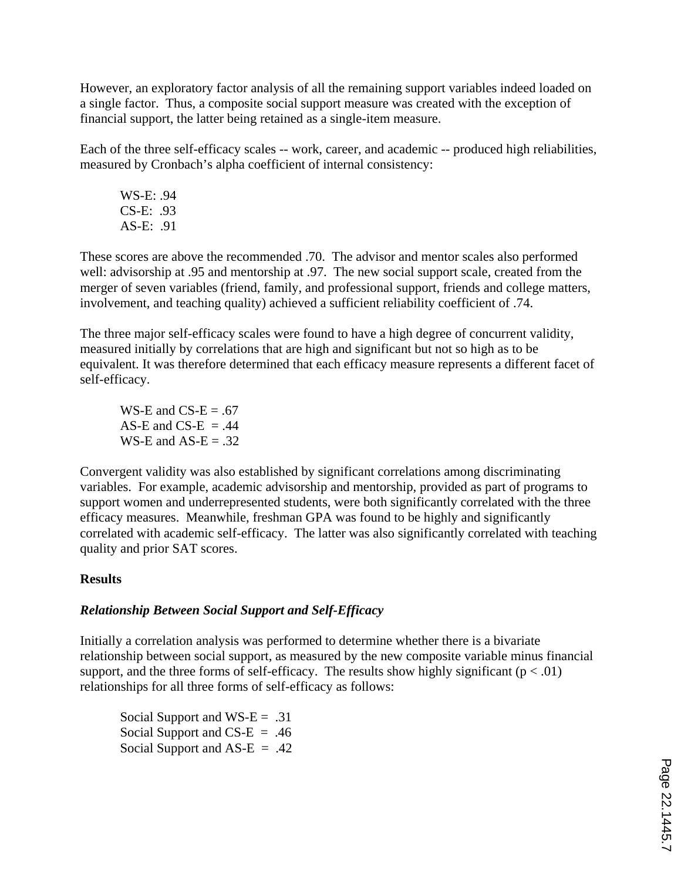However, an exploratory factor analysis of all the remaining support variables indeed loaded on a single factor. Thus, a composite social support measure was created with the exception of financial support, the latter being retained as a single-item measure.

Each of the three self-efficacy scales -- work, career, and academic -- produced high reliabilities, measured by Cronbach's alpha coefficient of internal consistency:

WS-E: .94
CS-E: .93
AS-E: .91

These scores are above the recommended .70. The advisor and mentor scales also performed well: advisorship at .95 and mentorship at .97. The new social support scale, created from the merger of seven variables (friend, family, and professional support, friends and college matters, involvement, and teaching quality) achieved a sufficient reliability coefficient of .74.

The three major self-efficacy scales were found to have a high degree of concurrent validity, measured initially by correlations that are high and significant but not so high as to be equivalent. It was therefore determined that each efficacy measure represents a different facet of self-efficacy.

WS-E and CS-E = .67
AS-E and CS-E = .44
WS-E and AS-E = .32

Convergent validity was also established by significant correlations among discriminating variables. For example, academic advisorship and mentorship, provided as part of programs to support women and underrepresented students, were both significantly correlated with the three efficacy measures. Meanwhile, freshman GPA was found to be highly and significantly correlated with academic self-efficacy. The latter was also significantly correlated with teaching quality and prior SAT scores.

## Results

### *Relationship Between Social Support and Self-Efficacy*

Initially a correlation analysis was performed to determine whether there is a bivariate relationship between social support, as measured by the new composite variable minus financial support, and the three forms of self-efficacy. The results show highly significant ($p < .01$) relationships for all three forms of self-efficacy as follows:

Social Support and WS-E = .31
Social Support and CS-E = .46
Social Support and AS-E = .42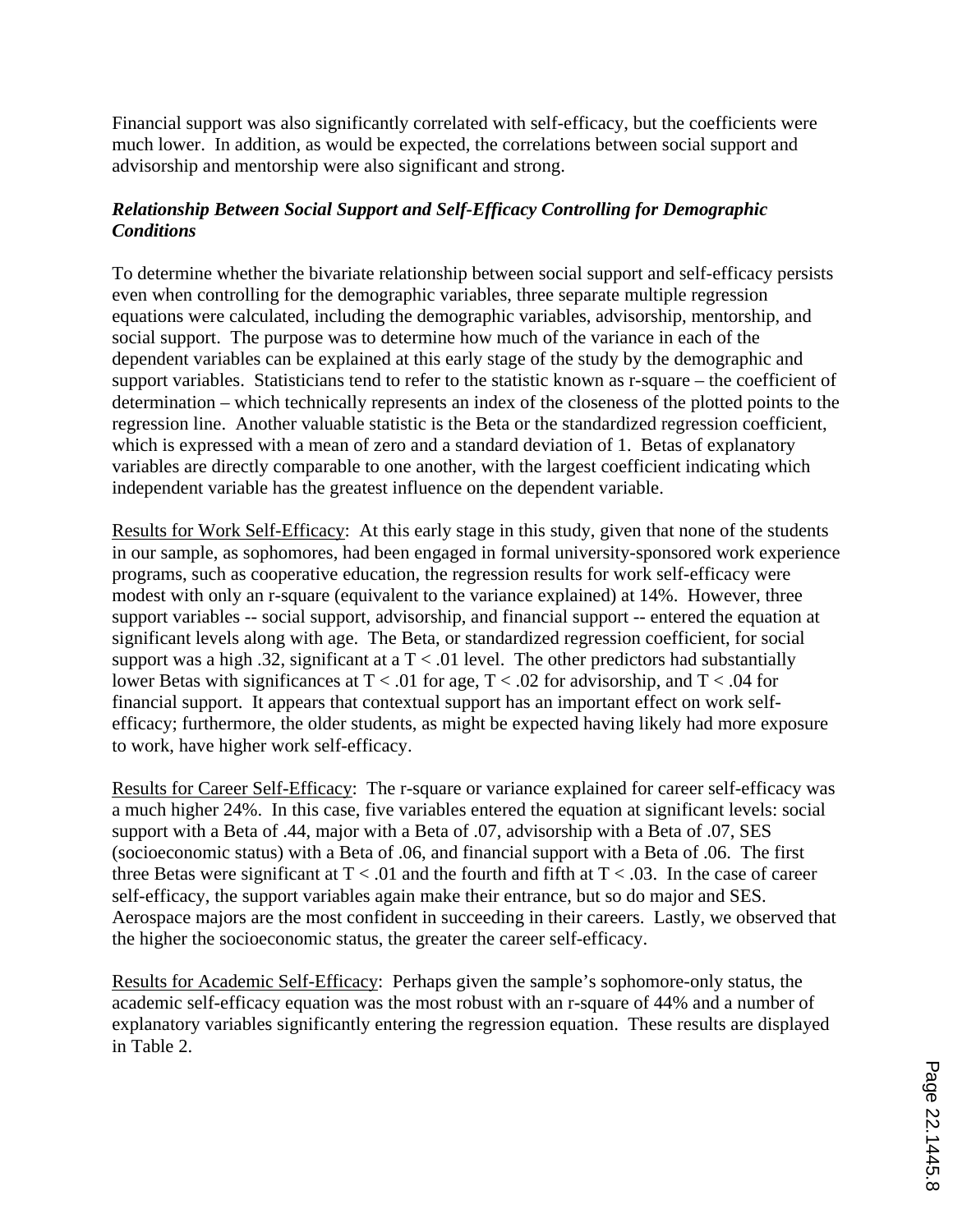Financial support was also significantly correlated with self-efficacy, but the coefficients were much lower. In addition, as would be expected, the correlations between social support and advisorship and mentorship were also significant and strong.

### *Relationship Between Social Support and Self-Efficacy Controlling for Demographic Conditions*

To determine whether the bivariate relationship between social support and self-efficacy persists even when controlling for the demographic variables, three separate multiple regression equations were calculated, including the demographic variables, advisorship, mentorship, and social support. The purpose was to determine how much of the variance in each of the dependent variables can be explained at this early stage of the study by the demographic and support variables. Statisticians tend to refer to the statistic known as r-square – the coefficient of determination – which technically represents an index of the closeness of the plotted points to the regression line. Another valuable statistic is the Beta or the standardized regression coefficient, which is expressed with a mean of zero and a standard deviation of 1. Betas of explanatory variables are directly comparable to one another, with the largest coefficient indicating which independent variable has the greatest influence on the dependent variable.

Results for Work Self-Efficacy: At this early stage in this study, given that none of the students in our sample, as sophomores, had been engaged in formal university-sponsored work experience programs, such as cooperative education, the regression results for work self-efficacy were modest with only an r-square (equivalent to the variance explained) at 14%. However, three support variables -- social support, advisorship, and financial support -- entered the equation at significant levels along with age. The Beta, or standardized regression coefficient, for social support was a high .32, significant at a $T < .01$ level. The other predictors had substantially lower Betas with significances at $T < .01$ for age, $T < .02$ for advisorship, and $T < .04$ for financial support. It appears that contextual support has an important effect on work self-efficacy; furthermore, the older students, as might be expected having likely had more exposure to work, have higher work self-efficacy.

Results for Career Self-Efficacy: The r-square or variance explained for career self-efficacy was a much higher 24%. In this case, five variables entered the equation at significant levels: social support with a Beta of .44, major with a Beta of .07, advisorship with a Beta of .07, SES (socioeconomic status) with a Beta of .06, and financial support with a Beta of .06. The first three Betas were significant at $T < .01$ and the fourth and fifth at $T < .03$. In the case of career self-efficacy, the support variables again make their entrance, but so do major and SES. Aerospace majors are the most confident in succeeding in their careers. Lastly, we observed that the higher the socioeconomic status, the greater the career self-efficacy.

Results for Academic Self-Efficacy: Perhaps given the sample's sophomore-only status, the academic self-efficacy equation was the most robust with an r-square of 44% and a number of explanatory variables significantly entering the regression equation. These results are displayed in Table 2.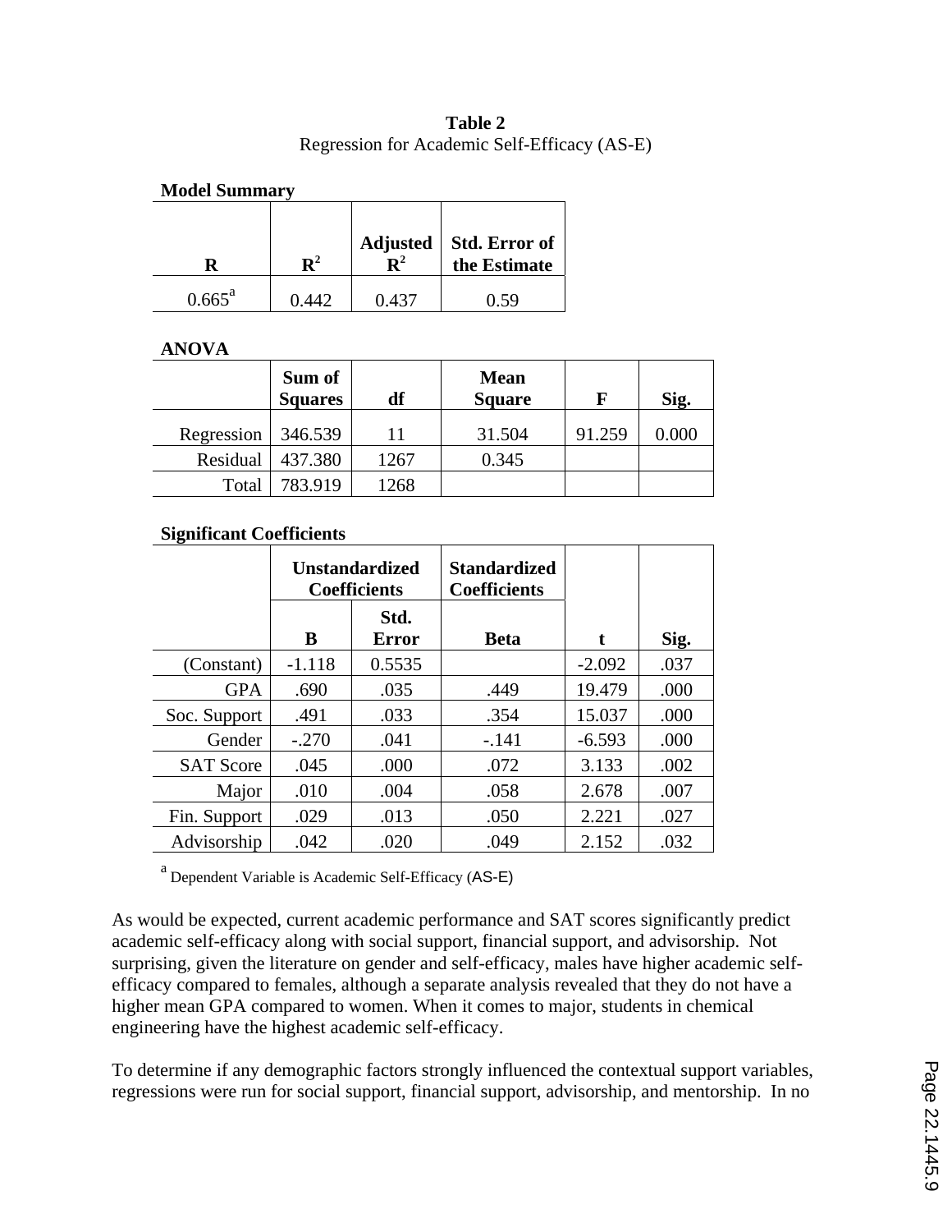**Table 2**
Regression for Academic Self-Efficacy (AS-E)

**Model Summary**

| R | $R^2$ | Adjusted $R^2$ | Std. Error of the Estimate |
|---|---|---|---|
| 0.665[a] | 0.442 | 0.437 | 0.59 |

**ANOVA**

| | Sum of Squares | df | Mean Square | F | Sig. |
|---|---|---|---|---|---|
| Regression | 346.539 | 11 | 31.504 | 91.259 | 0.000 |
| Residual | 437.380 | 1267 | 0.345 | | |
| Total | 783.919 | 1268 | | | |

**Significant Coefficients**

| | Unstandardized Coefficients | | Standardized Coefficients | | |
|---|---|---|---|---|---|
| | B | Std. Error | Beta | t | Sig. |
| (Constant) | -1.118 | 0.5535 | | -2.092 | .037 |
| GPA | .690 | .035 | .449 | 19.479 | .000 |
| Soc. Support | .491 | .033 | .354 | 15.037 | .000 |
| Gender | -.270 | .041 | -.141 | -6.593 | .000 |
| SAT Score | .045 | .000 | .072 | 3.133 | .002 |
| Major | .010 | .004 | .058 | 2.678 | .007 |
| Fin. Support | .029 | .013 | .050 | 2.221 | .027 |
| Advisorship | .042 | .020 | .049 | 2.152 | .032 |

[a] Dependent Variable is Academic Self-Efficacy (AS-E)

As would be expected, current academic performance and SAT scores significantly predict academic self-efficacy along with social support, financial support, and advisorship. Not surprising, given the literature on gender and self-efficacy, males have higher academic self-efficacy compared to females, although a separate analysis revealed that they do not have a higher mean GPA compared to women. When it comes to major, students in chemical engineering have the highest academic self-efficacy.

To determine if any demographic factors strongly influenced the contextual support variables, regressions were run for social support, financial support, advisorship, and mentorship. In no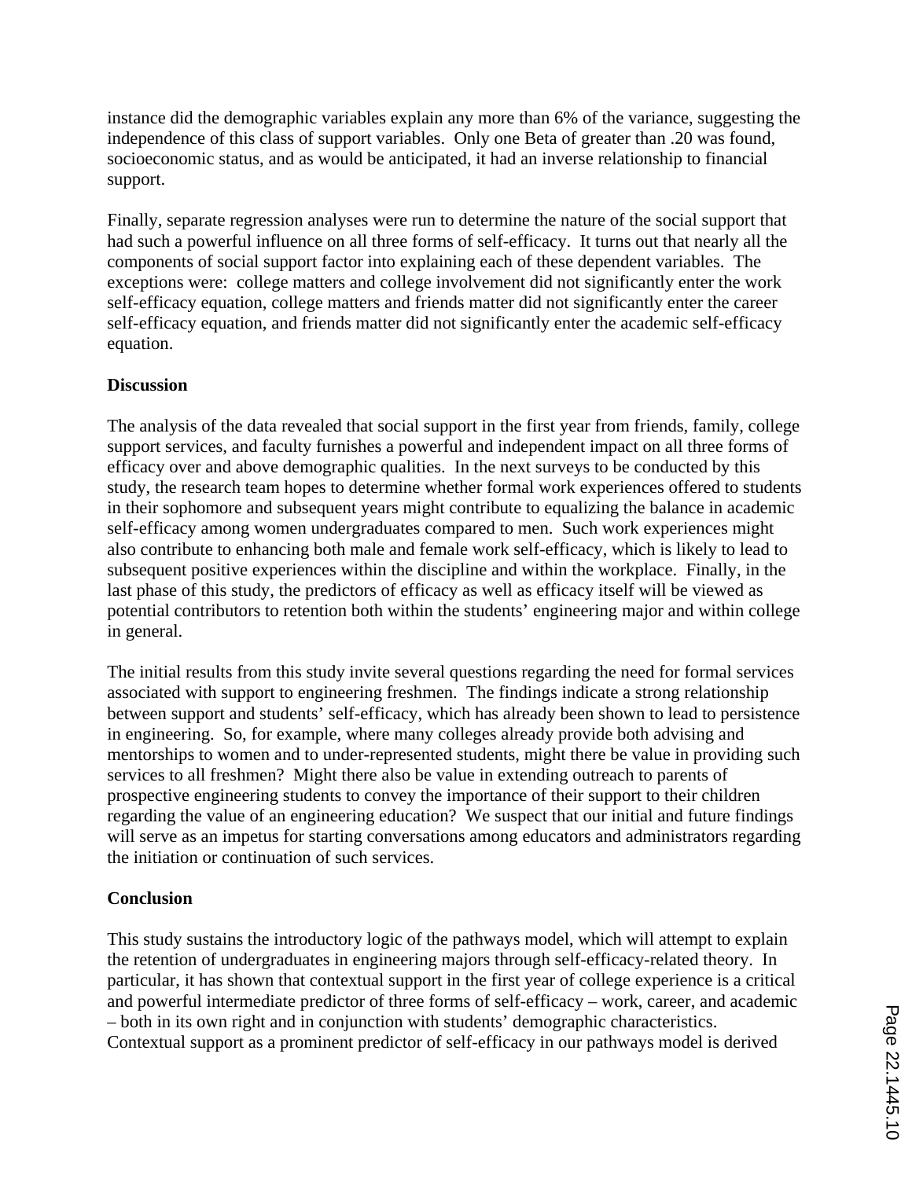instance did the demographic variables explain any more than 6% of the variance, suggesting the independence of this class of support variables. Only one Beta of greater than .20 was found, socioeconomic status, and as would be anticipated, it had an inverse relationship to financial support.

Finally, separate regression analyses were run to determine the nature of the social support that had such a powerful influence on all three forms of self-efficacy. It turns out that nearly all the components of social support factor into explaining each of these dependent variables. The exceptions were: college matters and college involvement did not significantly enter the work self-efficacy equation, college matters and friends matter did not significantly enter the career self-efficacy equation, and friends matter did not significantly enter the academic self-efficacy equation.

**Discussion**

The analysis of the data revealed that social support in the first year from friends, family, college support services, and faculty furnishes a powerful and independent impact on all three forms of efficacy over and above demographic qualities. In the next surveys to be conducted by this study, the research team hopes to determine whether formal work experiences offered to students in their sophomore and subsequent years might contribute to equalizing the balance in academic self-efficacy among women undergraduates compared to men. Such work experiences might also contribute to enhancing both male and female work self-efficacy, which is likely to lead to subsequent positive experiences within the discipline and within the workplace. Finally, in the last phase of this study, the predictors of efficacy as well as efficacy itself will be viewed as potential contributors to retention both within the students' engineering major and within college in general.

The initial results from this study invite several questions regarding the need for formal services associated with support to engineering freshmen. The findings indicate a strong relationship between support and students' self-efficacy, which has already been shown to lead to persistence in engineering. So, for example, where many colleges already provide both advising and mentorships to women and to under-represented students, might there be value in providing such services to all freshmen? Might there also be value in extending outreach to parents of prospective engineering students to convey the importance of their support to their children regarding the value of an engineering education? We suspect that our initial and future findings will serve as an impetus for starting conversations among educators and administrators regarding the initiation or continuation of such services.

**Conclusion**

This study sustains the introductory logic of the pathways model, which will attempt to explain the retention of undergraduates in engineering majors through self-efficacy-related theory. In particular, it has shown that contextual support in the first year of college experience is a critical and powerful intermediate predictor of three forms of self-efficacy – work, career, and academic – both in its own right and in conjunction with students' demographic characteristics. Contextual support as a prominent predictor of self-efficacy in our pathways model is derived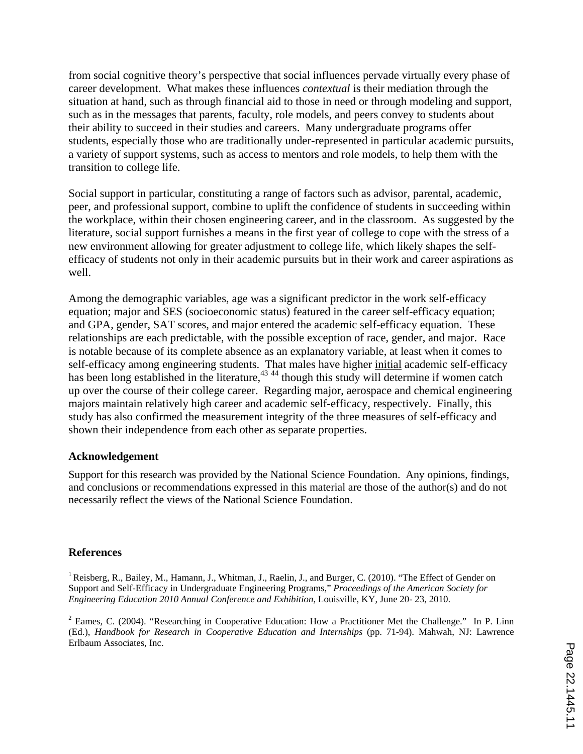from social cognitive theory's perspective that social influences pervade virtually every phase of career development. What makes these influences *contextual* is their mediation through the situation at hand, such as through financial aid to those in need or through modeling and support, such as in the messages that parents, faculty, role models, and peers convey to students about their ability to succeed in their studies and careers. Many undergraduate programs offer students, especially those who are traditionally under-represented in particular academic pursuits, a variety of support systems, such as access to mentors and role models, to help them with the transition to college life.

Social support in particular, constituting a range of factors such as advisor, parental, academic, peer, and professional support, combine to uplift the confidence of students in succeeding within the workplace, within their chosen engineering career, and in the classroom. As suggested by the literature, social support furnishes a means in the first year of college to cope with the stress of a new environment allowing for greater adjustment to college life, which likely shapes the self-efficacy of students not only in their academic pursuits but in their work and career aspirations as well.

Among the demographic variables, age was a significant predictor in the work self-efficacy equation; major and SES (socioeconomic status) featured in the career self-efficacy equation; and GPA, gender, SAT scores, and major entered the academic self-efficacy equation. These relationships are each predictable, with the possible exception of race, gender, and major. Race is notable because of its complete absence as an explanatory variable, at least when it comes to self-efficacy among engineering students. That males have higher <u>initial</u> academic self-efficacy has been long established in the literature,[43] [44] though this study will determine if women catch up over the course of their college career. Regarding major, aerospace and chemical engineering majors maintain relatively high career and academic self-efficacy, respectively. Finally, this study has also confirmed the measurement integrity of the three measures of self-efficacy and shown their independence from each other as separate properties.

## Acknowledgement

Support for this research was provided by the National Science Foundation. Any opinions, findings, and conclusions or recommendations expressed in this material are those of the author(s) and do not necessarily reflect the views of the National Science Foundation.

## References

[1] Reisberg, R., Bailey, M., Hamann, J., Whitman, J., Raelin, J., and Burger, C. (2010). "The Effect of Gender on Support and Self-Efficacy in Undergraduate Engineering Programs," *Proceedings of the American Society for Engineering Education 2010 Annual Conference and Exhibition*, Louisville, KY, June 20- 23, 2010.

[2] Eames, C. (2004). "Researching in Cooperative Education: How a Practitioner Met the Challenge." In P. Linn (Ed.), *Handbook for Research in Cooperative Education and Internships* (pp. 71-94). Mahwah, NJ: Lawrence Erlbaum Associates, Inc.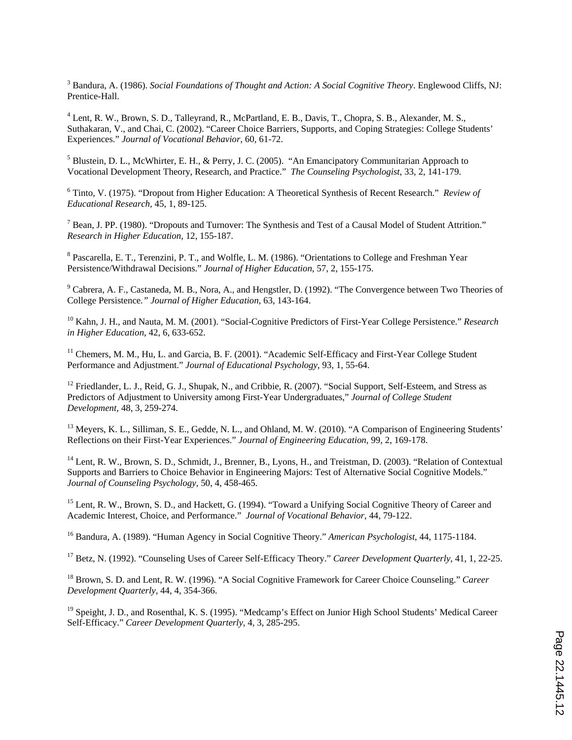[3] Bandura, A. (1986). *Social Foundations of Thought and Action: A Social Cognitive Theory*. Englewood Cliffs, NJ: Prentice-Hall.

[4] Lent, R. W., Brown, S. D., Talleyrand, R., McPartland, E. B., Davis, T., Chopra, S. B., Alexander, M. S., Suthakaran, V., and Chai, C. (2002). "Career Choice Barriers, Supports, and Coping Strategies: College Students' Experiences." *Journal of Vocational Behavior*, 60, 61-72.

[5] Blustein, D. L., McWhirter, E. H., & Perry, J. C. (2005). "An Emancipatory Communitarian Approach to Vocational Development Theory, Research, and Practice." *The Counseling Psychologist*, 33, 2, 141-179.

[6] Tinto, V. (1975). "Dropout from Higher Education: A Theoretical Synthesis of Recent Research." *Review of Educational Research*, 45, 1, 89-125.

[7] Bean, J. PP. (1980). "Dropouts and Turnover: The Synthesis and Test of a Causal Model of Student Attrition." *Research in Higher Education*, 12, 155-187.

[8] Pascarella, E. T., Terenzini, P. T., and Wolfle, L. M. (1986). "Orientations to College and Freshman Year Persistence/Withdrawal Decisions." *Journal of Higher Education*, 57, 2, 155-175.

[9] Cabrera, A. F., Castaneda, M. B., Nora, A., and Hengstler, D. (1992). "The Convergence between Two Theories of College Persistence." *Journal of Higher Education*, 63, 143-164.

[10] Kahn, J. H., and Nauta, M. M. (2001). "Social-Cognitive Predictors of First-Year College Persistence." *Research in Higher Education*, 42, 6, 633-652.

[11] Chemers, M. M., Hu, L. and Garcia, B. F. (2001). "Academic Self-Efficacy and First-Year College Student Performance and Adjustment." *Journal of Educational Psychology*, 93, 1, 55-64.

[12] Friedlander, L. J., Reid, G. J., Shupak, N., and Cribbie, R. (2007). "Social Support, Self-Esteem, and Stress as Predictors of Adjustment to University among First-Year Undergraduates," *Journal of College Student Development*, 48, 3, 259-274.

[13] Meyers, K. L., Silliman, S. E., Gedde, N. L., and Ohland, M. W. (2010). "A Comparison of Engineering Students' Reflections on their First-Year Experiences." *Journal of Engineering Education*, 99, 2, 169-178.

[14] Lent, R. W., Brown, S. D., Schmidt, J., Brenner, B., Lyons, H., and Treistman, D. (2003). "Relation of Contextual Supports and Barriers to Choice Behavior in Engineering Majors: Test of Alternative Social Cognitive Models." *Journal of Counseling Psychology*, 50, 4, 458-465.

[15] Lent, R. W., Brown, S. D., and Hackett, G. (1994). "Toward a Unifying Social Cognitive Theory of Career and Academic Interest, Choice, and Performance." *Journal of Vocational Behavior*, 44, 79-122.

[16] Bandura, A. (1989). "Human Agency in Social Cognitive Theory." *American Psychologist*, 44, 1175-1184.

[17] Betz, N. (1992). "Counseling Uses of Career Self-Efficacy Theory." *Career Development Quarterly*, 41, 1, 22-25.

[18] Brown, S. D. and Lent, R. W. (1996). "A Social Cognitive Framework for Career Choice Counseling." *Career Development Quarterly*, 44, 4, 354-366.

[19] Speight, J. D., and Rosenthal, K. S. (1995). "Medcamp's Effect on Junior High School Students' Medical Career Self-Efficacy." *Career Development Quarterly*, 4, 3, 285-295.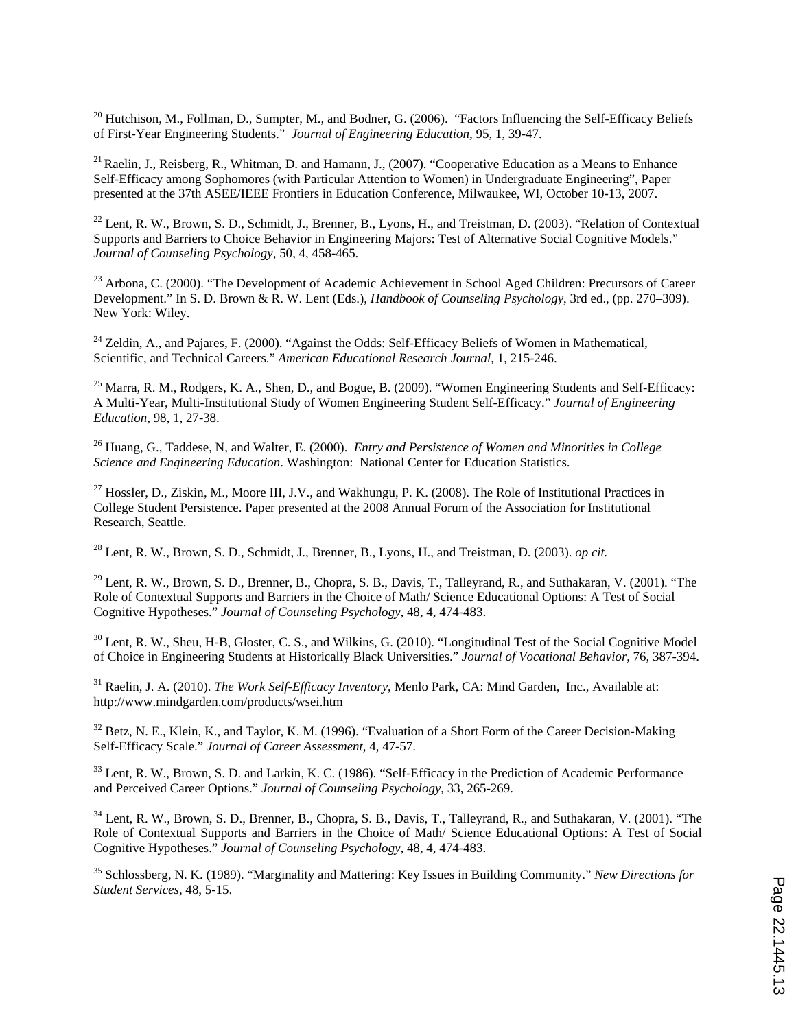[20] Hutchison, M., Follman, D., Sumpter, M., and Bodner, G. (2006). "Factors Influencing the Self-Efficacy Beliefs of First-Year Engineering Students." *Journal of Engineering Education*, 95, 1, 39-47.

[21] Raelin, J., Reisberg, R., Whitman, D. and Hamann, J., (2007). "Cooperative Education as a Means to Enhance Self-Efficacy among Sophomores (with Particular Attention to Women) in Undergraduate Engineering", Paper presented at the 37th ASEE/IEEE Frontiers in Education Conference, Milwaukee, WI, October 10-13, 2007.

[22] Lent, R. W., Brown, S. D., Schmidt, J., Brenner, B., Lyons, H., and Treistman, D. (2003). "Relation of Contextual Supports and Barriers to Choice Behavior in Engineering Majors: Test of Alternative Social Cognitive Models." *Journal of Counseling Psychology*, 50, 4, 458-465.

[23] Arbona, C. (2000). "The Development of Academic Achievement in School Aged Children: Precursors of Career Development." In S. D. Brown & R. W. Lent (Eds.), *Handbook of Counseling Psychology*, 3rd ed., (pp. 270–309). New York: Wiley.

[24] Zeldin, A., and Pajares, F. (2000). "Against the Odds: Self-Efficacy Beliefs of Women in Mathematical, Scientific, and Technical Careers." *American Educational Research Journal*, 1, 215-246.

[25] Marra, R. M., Rodgers, K. A., Shen, D., and Bogue, B. (2009). "Women Engineering Students and Self-Efficacy: A Multi-Year, Multi-Institutional Study of Women Engineering Student Self-Efficacy." *Journal of Engineering Education*, 98, 1, 27-38.

[26] Huang, G., Taddese, N, and Walter, E. (2000). *Entry and Persistence of Women and Minorities in College Science and Engineering Education*. Washington: National Center for Education Statistics.

[27] Hossler, D., Ziskin, M., Moore III, J.V., and Wakhungu, P. K. (2008). The Role of Institutional Practices in College Student Persistence. Paper presented at the 2008 Annual Forum of the Association for Institutional Research, Seattle.

[28] Lent, R. W., Brown, S. D., Schmidt, J., Brenner, B., Lyons, H., and Treistman, D. (2003). *op cit.*

[29] Lent, R. W., Brown, S. D., Brenner, B., Chopra, S. B., Davis, T., Talleyrand, R., and Suthakaran, V. (2001). "The Role of Contextual Supports and Barriers in the Choice of Math/ Science Educational Options: A Test of Social Cognitive Hypotheses." *Journal of Counseling Psychology*, 48, 4, 474-483.

[30] Lent, R. W., Sheu, H-B, Gloster, C. S., and Wilkins, G. (2010). "Longitudinal Test of the Social Cognitive Model of Choice in Engineering Students at Historically Black Universities." *Journal of Vocational Behavior*, 76, 387-394.

[31] Raelin, J. A. (2010). *The Work Self-Efficacy Inventory*, Menlo Park, CA: Mind Garden, Inc., Available at: http://www.mindgarden.com/products/wsei.htm

[32] Betz, N. E., Klein, K., and Taylor, K. M. (1996). "Evaluation of a Short Form of the Career Decision-Making Self-Efficacy Scale." *Journal of Career Assessment*, 4, 47-57.

[33] Lent, R. W., Brown, S. D. and Larkin, K. C. (1986). "Self-Efficacy in the Prediction of Academic Performance and Perceived Career Options." *Journal of Counseling Psychology*, 33, 265-269.

[34] Lent, R. W., Brown, S. D., Brenner, B., Chopra, S. B., Davis, T., Talleyrand, R., and Suthakaran, V. (2001). "The Role of Contextual Supports and Barriers in the Choice of Math/ Science Educational Options: A Test of Social Cognitive Hypotheses." *Journal of Counseling Psychology*, 48, 4, 474-483.

[35] Schlossberg, N. K. (1989). "Marginality and Mattering: Key Issues in Building Community." *New Directions for Student Services*, 48, 5-15.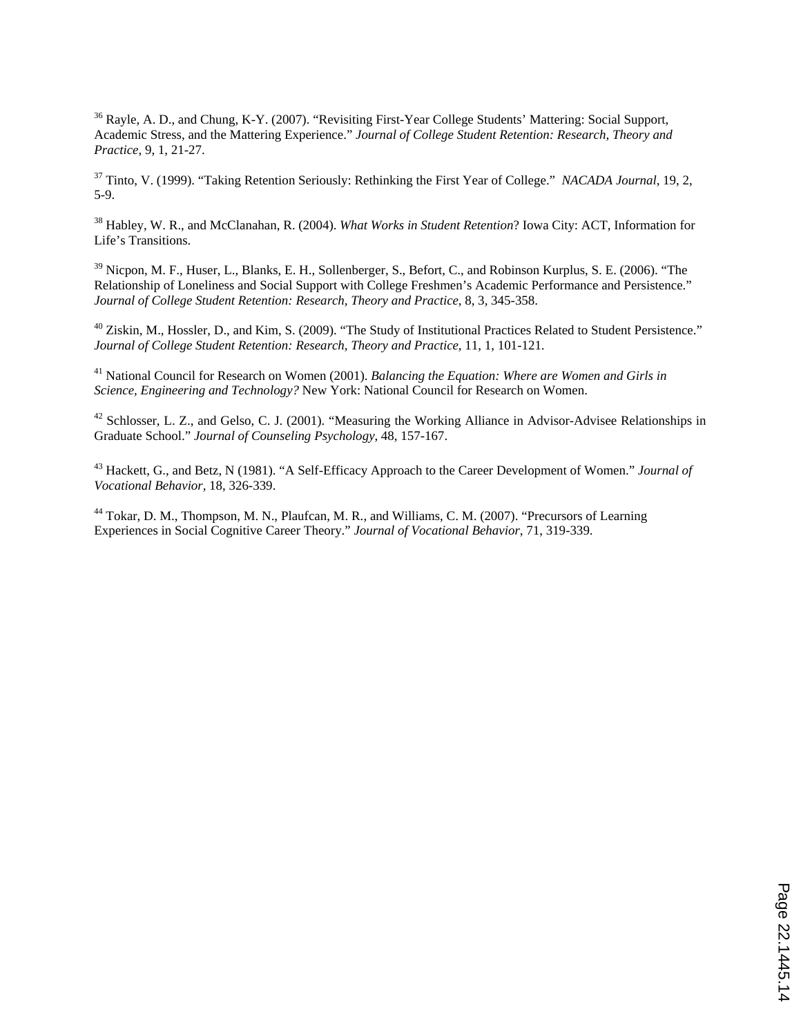[36] Rayle, A. D., and Chung, K-Y. (2007). "Revisiting First-Year College Students' Mattering: Social Support, Academic Stress, and the Mattering Experience." *Journal of College Student Retention: Research, Theory and Practice*, 9, 1, 21-27.

[37] Tinto, V. (1999). "Taking Retention Seriously: Rethinking the First Year of College." *NACADA Journal*, 19, 2, 5-9.

[38] Habley, W. R., and McClanahan, R. (2004). *What Works in Student Retention*? Iowa City: ACT, Information for Life's Transitions.

[39] Nicpon, M. F., Huser, L., Blanks, E. H., Sollenberger, S., Befort, C., and Robinson Kurplus, S. E. (2006). "The Relationship of Loneliness and Social Support with College Freshmen's Academic Performance and Persistence." *Journal of College Student Retention: Research, Theory and Practice*, 8, 3, 345-358.

[40] Ziskin, M., Hossler, D., and Kim, S. (2009). "The Study of Institutional Practices Related to Student Persistence." *Journal of College Student Retention: Research, Theory and Practice*, 11, 1, 101-121.

[41] National Council for Research on Women (2001). *Balancing the Equation: Where are Women and Girls in Science, Engineering and Technology?* New York: National Council for Research on Women.

[42] Schlosser, L. Z., and Gelso, C. J. (2001). "Measuring the Working Alliance in Advisor-Advisee Relationships in Graduate School." *Journal of Counseling Psychology*, 48, 157-167.

[43] Hackett, G., and Betz, N (1981). "A Self-Efficacy Approach to the Career Development of Women." *Journal of Vocational Behavior*, 18, 326-339.

[44] Tokar, D. M., Thompson, M. N., Plaufcan, M. R., and Williams, C. M. (2007). "Precursors of Learning Experiences in Social Cognitive Career Theory." *Journal of Vocational Behavior*, 71, 319-339.